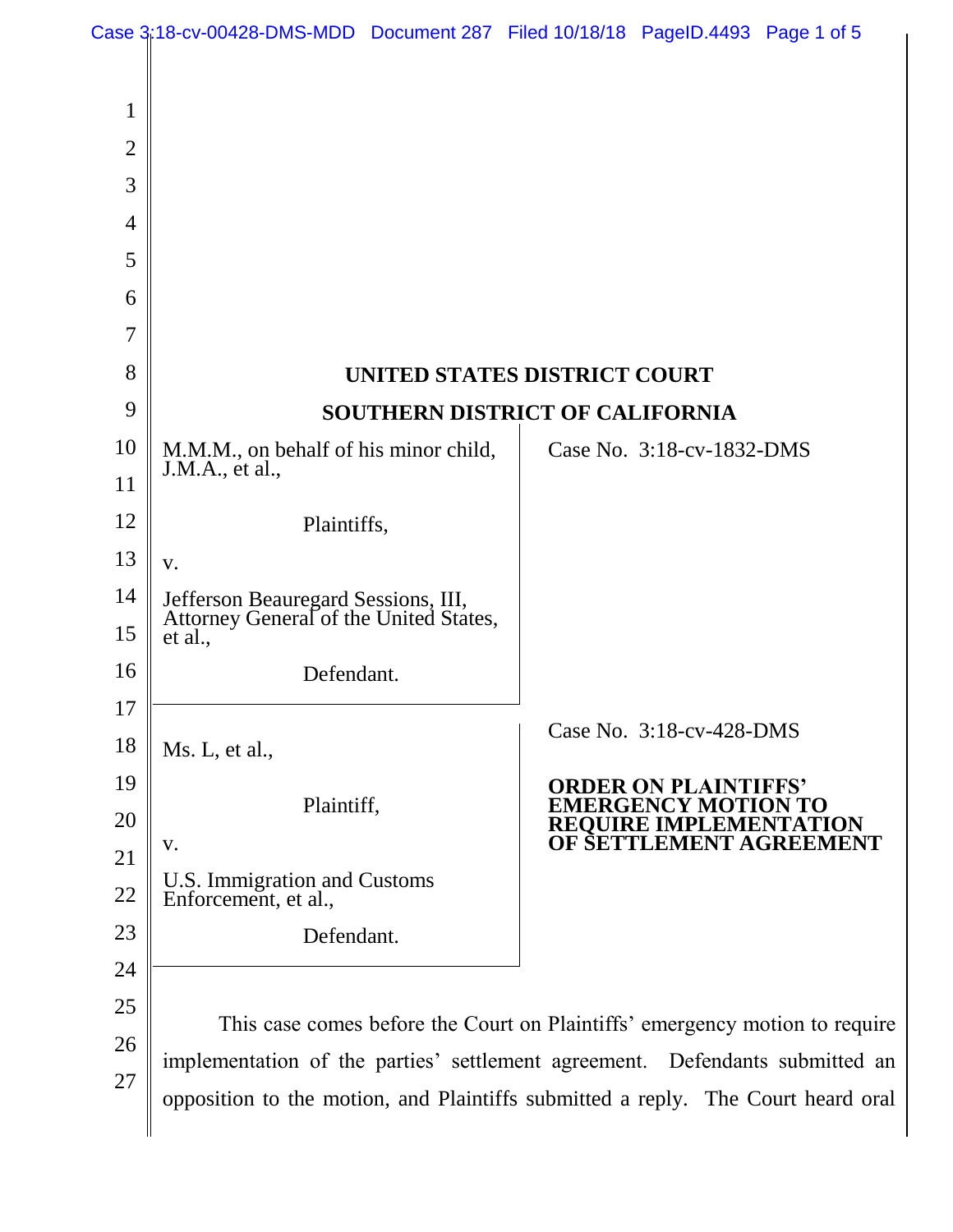**UNITED STATES DISTRICT COURT**

**SOUTHERN DISTRICT OF CALIFORNIA**

M.M.M., on behalf of his minor child, J.M.A., et al.,

Plaintiffs,

v.

Jefferson Beauregard Sessions, III, Attorney General of the United States, et al.,

Defendant.

Case No. 3:18-cv-1832-DMS

Ms. L, et al.,

Plaintiff,

v.

U.S. Immigration and Customs Enforcement, et al.,

Defendant.

Case No. 3:18-cv-428-DMS

**ORDER ON PLAINTIFFS' EMERGENCY MOTION TO REQUIRE IMPLEMENTATION OF SETTLEMENT AGREEMENT**

This case comes before the Court on Plaintiffs' emergency motion to require implementation of the parties' settlement agreement. Defendants submitted an opposition to the motion, and Plaintiffs submitted a reply. The Court heard oral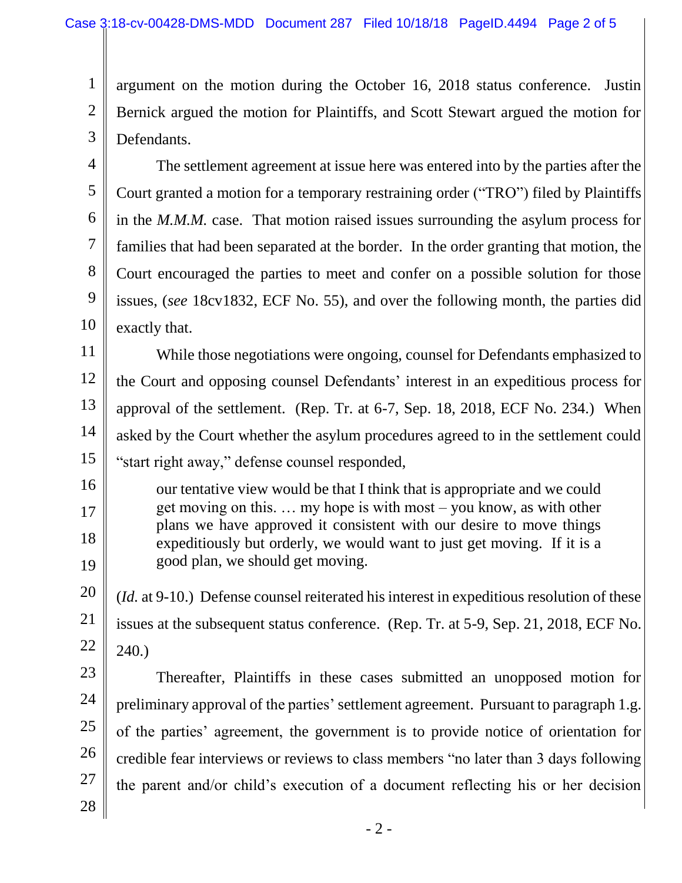argument on the motion during the October 16, 2018 status conference. Justin Bernick argued the motion for Plaintiffs, and Scott Stewart argued the motion for Defendants.

The settlement agreement at issue here was entered into by the parties after the Court granted a motion for a temporary restraining order ("TRO") filed by Plaintiffs in the *M.M.M.* case. That motion raised issues surrounding the asylum process for families that had been separated at the border. In the order granting that motion, the Court encouraged the parties to meet and confer on a possible solution for those issues, (*see* 18cv1832, ECF No. 55), and over the following month, the parties did exactly that.

While those negotiations were ongoing, counsel for Defendants emphasized to the Court and opposing counsel Defendants' interest in an expeditious process for approval of the settlement. (Rep. Tr. at 6-7, Sep. 18, 2018, ECF No. 234.) When asked by the Court whether the asylum procedures agreed to in the settlement could "start right away," defense counsel responded,

> our tentative view would be that I think that is appropriate and we could get moving on this. … my hope is with most – you know, as with other plans we have approved it consistent with our desire to move things expeditiously but orderly, we would want to just get moving. If it is a good plan, we should get moving.

(*Id.* at 9-10.) Defense counsel reiterated his interest in expeditious resolution of these issues at the subsequent status conference. (Rep. Tr. at 5-9, Sep. 21, 2018, ECF No. 240.)

Thereafter, Plaintiffs in these cases submitted an unopposed motion for preliminary approval of the parties' settlement agreement. Pursuant to paragraph 1.g. of the parties' agreement, the government is to provide notice of orientation for credible fear interviews or reviews to class members "no later than 3 days following the parent and/or child's execution of a document reflecting his or her decision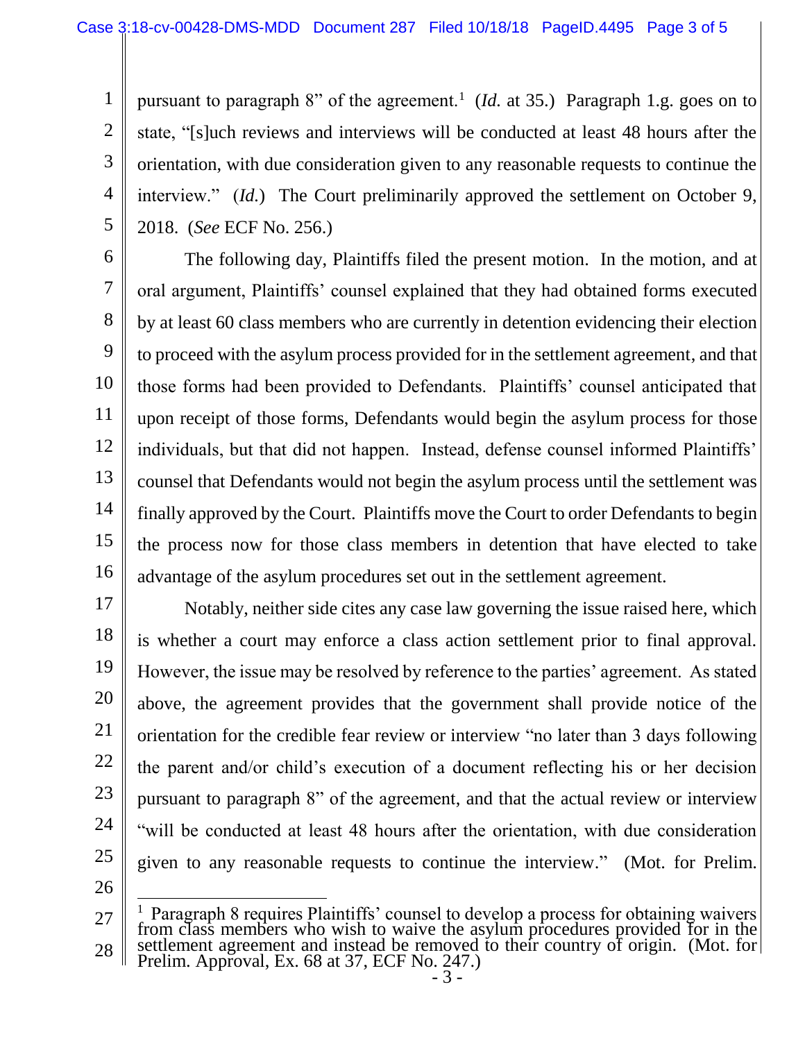pursuant to paragraph 8" of the agreement.[1] (*Id.* at 35.) Paragraph 1.g. goes on to state, "[s]uch reviews and interviews will be conducted at least 48 hours after the orientation, with due consideration given to any reasonable requests to continue the interview." (*Id.*) The Court preliminarily approved the settlement on October 9, 2018. (*See* ECF No. 256.)

The following day, Plaintiffs filed the present motion. In the motion, and at oral argument, Plaintiffs' counsel explained that they had obtained forms executed by at least 60 class members who are currently in detention evidencing their election to proceed with the asylum process provided for in the settlement agreement, and that those forms had been provided to Defendants. Plaintiffs' counsel anticipated that upon receipt of those forms, Defendants would begin the asylum process for those individuals, but that did not happen. Instead, defense counsel informed Plaintiffs' counsel that Defendants would not begin the asylum process until the settlement was finally approved by the Court. Plaintiffs move the Court to order Defendants to begin the process now for those class members in detention that have elected to take advantage of the asylum procedures set out in the settlement agreement.

Notably, neither side cites any case law governing the issue raised here, which is whether a court may enforce a class action settlement prior to final approval. However, the issue may be resolved by reference to the parties' agreement. As stated above, the agreement provides that the government shall provide notice of the orientation for the credible fear review or interview "no later than 3 days following the parent and/or child's execution of a document reflecting his or her decision pursuant to paragraph 8" of the agreement, and that the actual review or interview "will be conducted at least 48 hours after the orientation, with due consideration given to any reasonable requests to continue the interview." (Mot. for Prelim.

---

[1] Paragraph 8 requires Plaintiffs' counsel to develop a process for obtaining waivers from class members who wish to waive the asylum procedures provided for in the settlement agreement and instead be removed to their country of origin. (Mot. for Prelim. Approval, Ex. 68 at 37, ECF No. 247.)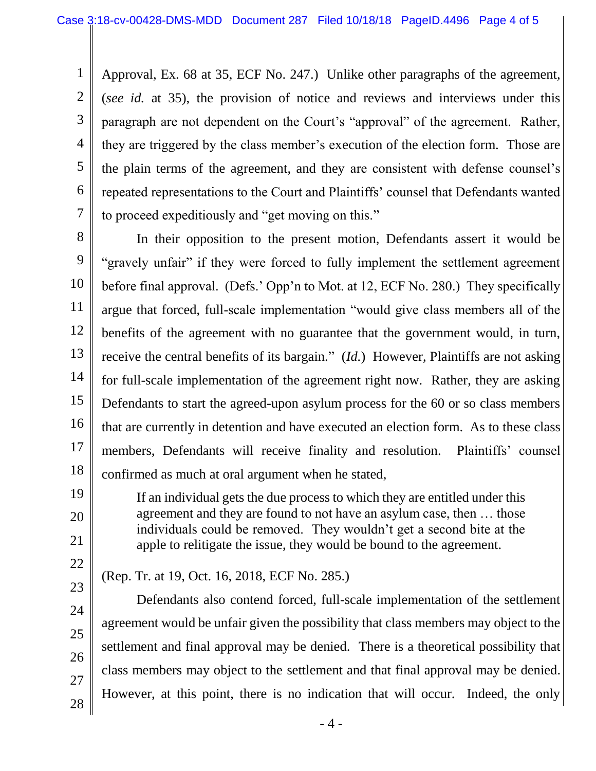Approval, Ex. 68 at 35, ECF No. 247.) Unlike other paragraphs of the agreement, (*see id.* at 35), the provision of notice and reviews and interviews under this paragraph are not dependent on the Court's "approval" of the agreement. Rather, they are triggered by the class member's execution of the election form. Those are the plain terms of the agreement, and they are consistent with defense counsel's repeated representations to the Court and Plaintiffs' counsel that Defendants wanted to proceed expeditiously and "get moving on this."

In their opposition to the present motion, Defendants assert it would be "gravely unfair" if they were forced to fully implement the settlement agreement before final approval. (Defs.' Opp'n to Mot. at 12, ECF No. 280.) They specifically argue that forced, full-scale implementation "would give class members all of the benefits of the agreement with no guarantee that the government would, in turn, receive the central benefits of its bargain." (*Id.*) However, Plaintiffs are not asking for full-scale implementation of the agreement right now. Rather, they are asking Defendants to start the agreed-upon asylum process for the 60 or so class members that are currently in detention and have executed an election form. As to these class members, Defendants will receive finality and resolution. Plaintiffs' counsel confirmed as much at oral argument when he stated,

> If an individual gets the due process to which they are entitled under this agreement and they are found to not have an asylum case, then … those individuals could be removed. They wouldn't get a second bite at the apple to relitigate the issue, they would be bound to the agreement.

(Rep. Tr. at 19, Oct. 16, 2018, ECF No. 285.)

Defendants also contend forced, full-scale implementation of the settlement agreement would be unfair given the possibility that class members may object to the settlement and final approval may be denied. There is a theoretical possibility that class members may object to the settlement and that final approval may be denied. However, at this point, there is no indication that will occur. Indeed, the only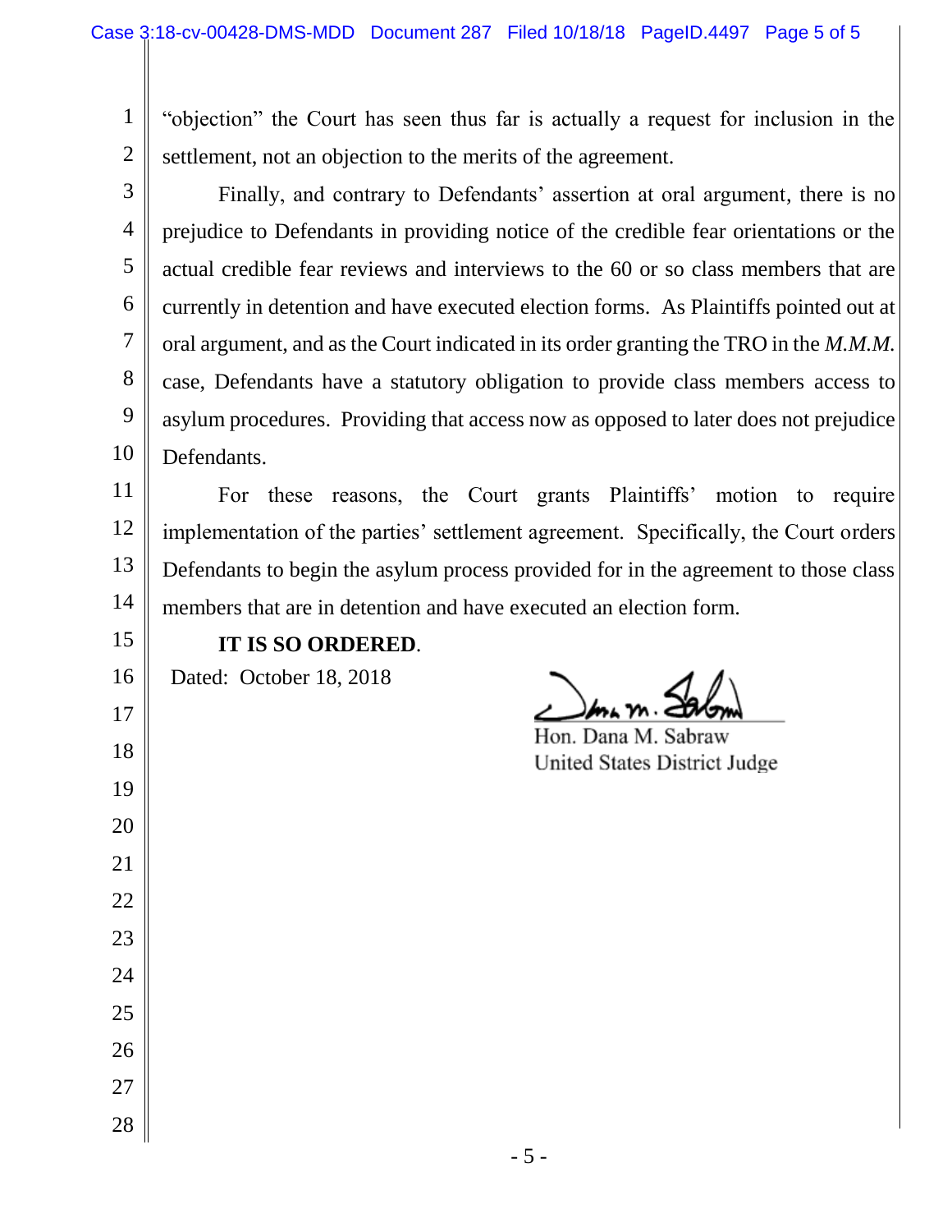"objection" the Court has seen thus far is actually a request for inclusion in the settlement, not an objection to the merits of the agreement.

Finally, and contrary to Defendants' assertion at oral argument, there is no prejudice to Defendants in providing notice of the credible fear orientations or the actual credible fear reviews and interviews to the 60 or so class members that are currently in detention and have executed election forms. As Plaintiffs pointed out at oral argument, and as the Court indicated in its order granting the TRO in the *M.M.M.* case, Defendants have a statutory obligation to provide class members access to asylum procedures. Providing that access now as opposed to later does not prejudice Defendants.

For these reasons, the Court grants Plaintiffs' motion to require implementation of the parties' settlement agreement. Specifically, the Court orders Defendants to begin the asylum process provided for in the agreement to those class members that are in detention and have executed an election form.

**IT IS SO ORDERED**.

Dated: October 18, 2018

Hon. Dana M. Sabraw
United States District Judge